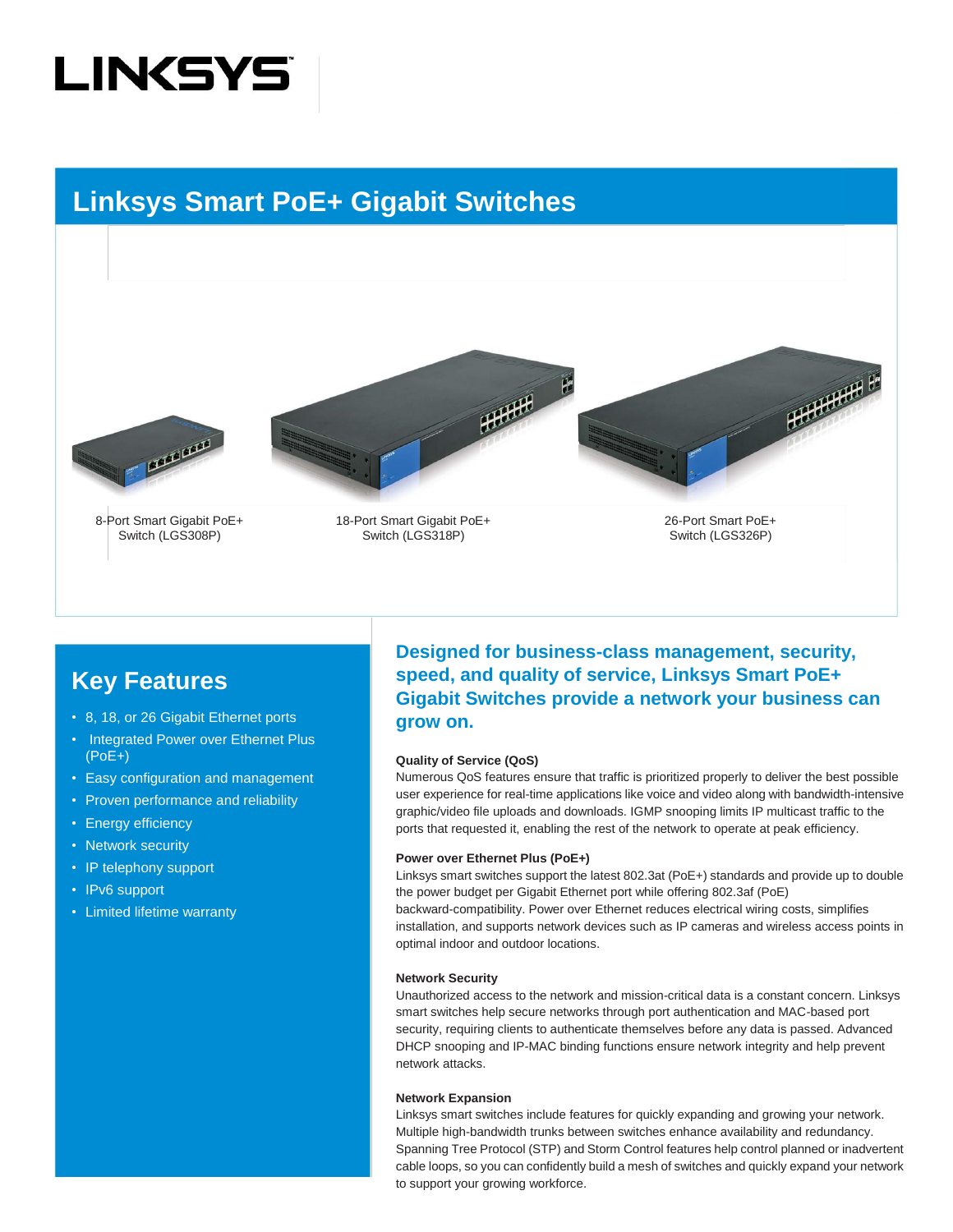LINKSYS

# Linksys Smart PoE+ Gigabit Switches

8-Port Smart Gigabit PoE+ Switch (LGS308P)

18-Port Smart Gigabit PoE+ Switch (LGS318P)

26-Port Smart PoE+ Switch (LGS326P)

## Key Features

- 8, 18, or 26 Gigabit Ethernet ports
- Integrated Power over Ethernet Plus (PoE+)
- Easy configuration and management
- Proven performance and reliability
- Energy efficiency
- Network security
- IP telephony support
- IPv6 support
- Limited lifetime warranty

## Designed for business-class management, security, speed, and quality of service, Linksys Smart PoE+ Gigabit Switches provide a network your business can grow on.

**Quality of Service (QoS)**

Numerous QoS features ensure that traffic is prioritized properly to deliver the best possible user experience for real-time applications like voice and video along with bandwidth-intensive graphic/video file uploads and downloads. IGMP snooping limits IP multicast traffic to the ports that requested it, enabling the rest of the network to operate at peak efficiency.

**Power over Ethernet Plus (PoE+)**

Linksys smart switches support the latest 802.3at (PoE+) standards and provide up to double the power budget per Gigabit Ethernet port while offering 802.3af (PoE) backward-compatibility. Power over Ethernet reduces electrical wiring costs, simplifies installation, and supports network devices such as IP cameras and wireless access points in optimal indoor and outdoor locations.

**Network Security**

Unauthorized access to the network and mission-critical data is a constant concern. Linksys smart switches help secure networks through port authentication and MAC-based port security, requiring clients to authenticate themselves before any data is passed. Advanced DHCP snooping and IP-MAC binding functions ensure network integrity and help prevent network attacks.

**Network Expansion**

Linksys smart switches include features for quickly expanding and growing your network. Multiple high-bandwidth trunks between switches enhance availability and redundancy. Spanning Tree Protocol (STP) and Storm Control features help control planned or inadvertent cable loops, so you can confidently build a mesh of switches and quickly expand your network to support your growing workforce.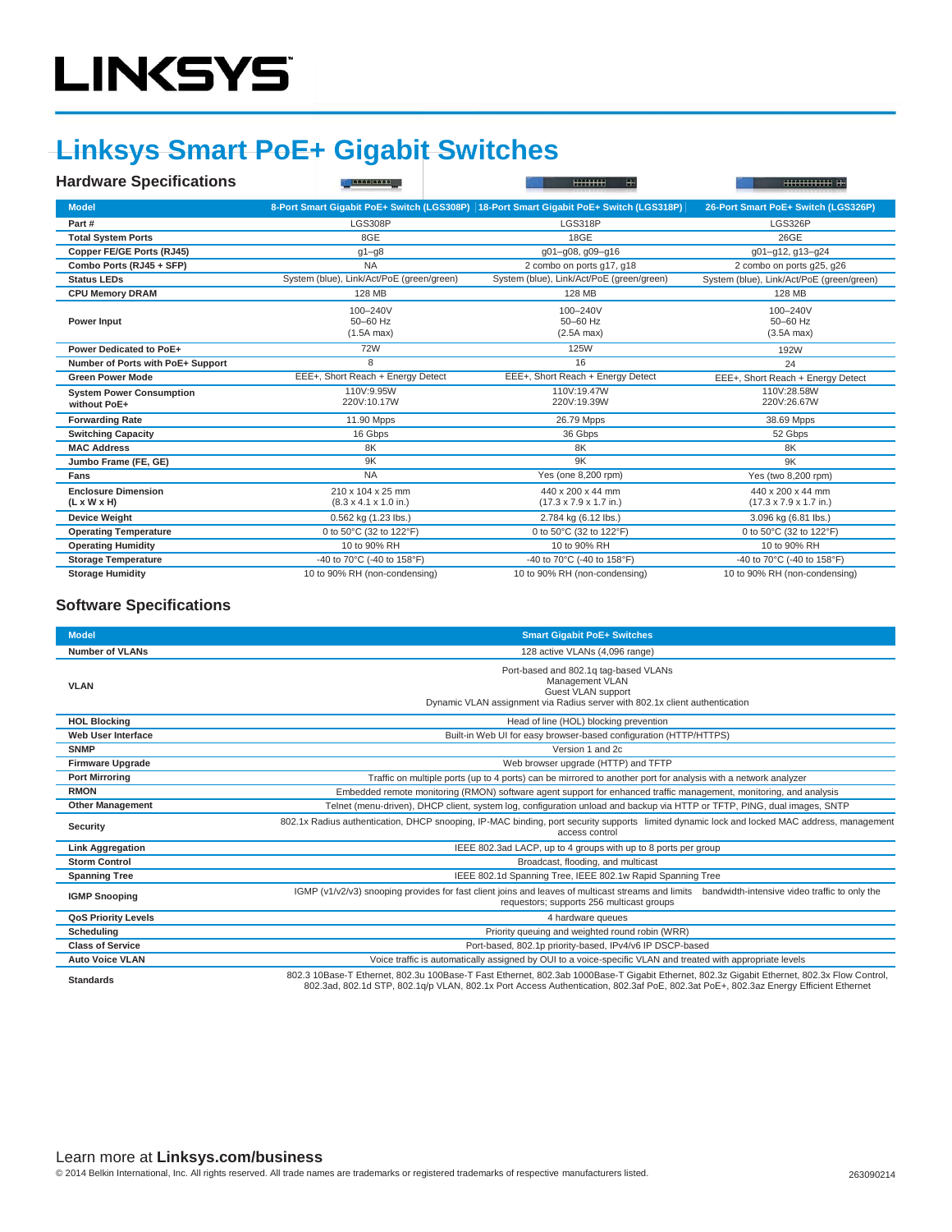LINKSYS

# Linksys Smart PoE+ Gigabit Switches

## Hardware Specifications

| Model | 8-Port Smart Gigabit PoE+ Switch (LGS308P) | 18-Port Smart Gigabit PoE+ Switch (LGS318P) | 26-Port Smart PoE+ Switch (LGS326P) |
|---|---|---|---|
| Part # | LGS308P | LGS318P | LGS326P |
| Total System Ports | 8GE | 18GE | 26GE |
| Copper FE/GE Ports (RJ45) | g1–g8 | g01–g08, g09–g16 | g01–g12, g13–g24 |
| Combo Ports (RJ45 + SFP) | NA | 2 combo on ports g17, g18 | 2 combo on ports g25, g26 |
| Status LEDs | System (blue), Link/Act/PoE (green/green) | System (blue), Link/Act/PoE (green/green) | System (blue), Link/Act/PoE (green/green) |
| CPU Memory DRAM | 128 MB | 128 MB | 128 MB |
| Power Input | 100–240V<br>50–60 Hz<br>(1.5A max) | 100–240V<br>50–60 Hz<br>(2.5A max) | 100–240V<br>50–60 Hz<br>(3.5A max) |
| Power Dedicated to PoE+ | 72W | 125W | 192W |
| Number of Ports with PoE+ Support | 8 | 16 | 24 |
| Green Power Mode | EEE+, Short Reach + Energy Detect | EEE+, Short Reach + Energy Detect | EEE+, Short Reach + Energy Detect |
| System Power Consumption without PoE+ | 110V:9.95W<br>220V:10.17W | 110V:19.47W<br>220V:19.39W | 110V:28.58W<br>220V:26.67W |
| Forwarding Rate | 11.90 Mpps | 26.79 Mpps | 38.69 Mpps |
| Switching Capacity | 16 Gbps | 36 Gbps | 52 Gbps |
| MAC Address | 8K | 8K | 8K |
| Jumbo Frame (FE, GE) | 9K | 9K | 9K |
| Fans | NA | Yes (one 8,200 rpm) | Yes (two 8,200 rpm) |
| Enclosure Dimension (L x W x H) | 210 x 104 x 25 mm<br>(8.3 x 4.1 x 1.0 in.) | 440 x 200 x 44 mm<br>(17.3 x 7.9 x 1.7 in.) | 440 x 200 x 44 mm<br>(17.3 x 7.9 x 1.7 in.) |
| Device Weight | 0.562 kg (1.23 lbs.) | 2.784 kg (6.12 lbs.) | 3.096 kg (6.81 lbs.) |
| Operating Temperature | 0 to 50°C (32 to 122°F) | 0 to 50°C (32 to 122°F) | 0 to 50°C (32 to 122°F) |
| Operating Humidity | 10 to 90% RH | 10 to 90% RH | 10 to 90% RH |
| Storage Temperature | -40 to 70°C (-40 to 158°F) | -40 to 70°C (-40 to 158°F) | -40 to 70°C (-40 to 158°F) |
| Storage Humidity | 10 to 90% RH (non-condensing) | 10 to 90% RH (non-condensing) | 10 to 90% RH (non-condensing) |

## Software Specifications

| Model | Smart Gigabit PoE+ Switches |
|---|---|
| Number of VLANs | 128 active VLANs (4,096 range) |
| VLAN | Port-based and 802.1q tag-based VLANs<br>Management VLAN<br>Guest VLAN support<br>Dynamic VLAN assignment via Radius server with 802.1x client authentication |
| HOL Blocking | Head of line (HOL) blocking prevention |
| Web User Interface | Built-in Web UI for easy browser-based configuration (HTTP/HTTPS) |
| SNMP | Version 1 and 2c |
| Firmware Upgrade | Web browser upgrade (HTTP) and TFTP |
| Port Mirroring | Traffic on multiple ports (up to 4 ports) can be mirrored to another port for analysis with a network analyzer |
| RMON | Embedded remote monitoring (RMON) software agent support for enhanced traffic management, monitoring, and analysis |
| Other Management | Telnet (menu-driven), DHCP client, system log, configuration unload and backup via HTTP or TFTP, PING, dual images, SNTP |
| Security | 802.1x Radius authentication, DHCP snooping, IP-MAC binding, port security supports limited dynamic lock and locked MAC address, management access control |
| Link Aggregation | IEEE 802.3ad LACP, up to 4 groups with up to 8 ports per group |
| Storm Control | Broadcast, flooding, and multicast |
| Spanning Tree | IEEE 802.1d Spanning Tree, IEEE 802.1w Rapid Spanning Tree |
| IGMP Snooping | IGMP (v1/v2/v3) snooping provides for fast client joins and leaves of multicast streams and limits bandwidth-intensive video traffic to only the requestors; supports 256 multicast groups |
| QoS Priority Levels | 4 hardware queues |
| Scheduling | Priority queuing and weighted round robin (WRR) |
| Class of Service | Port-based, 802.1p priority-based, IPv4/v6 IP DSCP-based |
| Auto Voice VLAN | Voice traffic is automatically assigned by OUI to a voice-specific VLAN and treated with appropriate levels |
| Standards | 802.3 10Base-T Ethernet, 802.3u 100Base-T Fast Ethernet, 802.3ab 1000Base-T Gigabit Ethernet, 802.3z Gigabit Ethernet, 802.3x Flow Control, 802.3ad, 802.1d STP, 802.1q/p VLAN, 802.1x Port Access Authentication, 802.3af PoE, 802.3at PoE+, 802.3az Energy Efficient Ethernet |

Learn more at **Linksys.com/business**

© 2014 Belkin International, Inc. All rights reserved. All trade names are trademarks or registered trademarks of respective manufacturers listed.

263090214